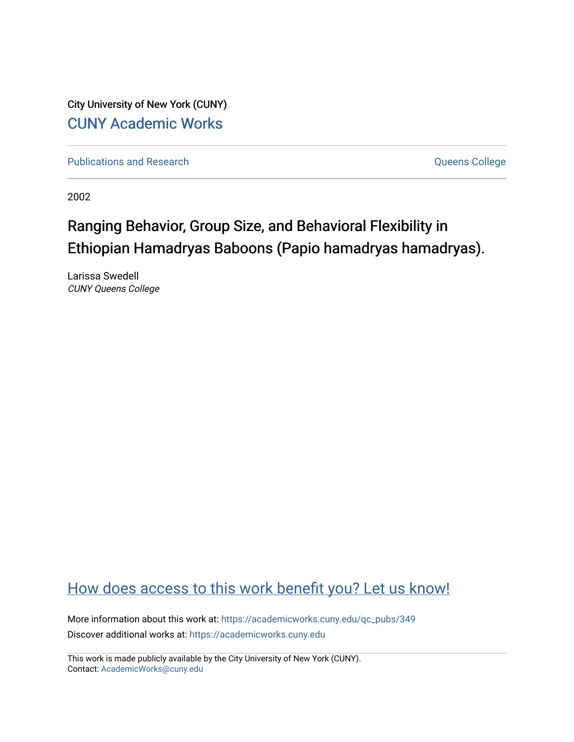City University of New York (CUNY)

CUNY Academic Works

Publications and Research | Queens College

2002

# Ranging Behavior, Group Size, and Behavioral Flexibility in Ethiopian Hamadryas Baboons (Papio hamadryas hamadryas).

Larissa Swedell
*CUNY Queens College*

How does access to this work benefit you? Let us know!

More information about this work at: https://academicworks.cuny.edu/qc_pubs/349

Discover additional works at: https://academicworks.cuny.edu

This work is made publicly available by the City University of New York (CUNY).
Contact: AcademicWorks@cuny.edu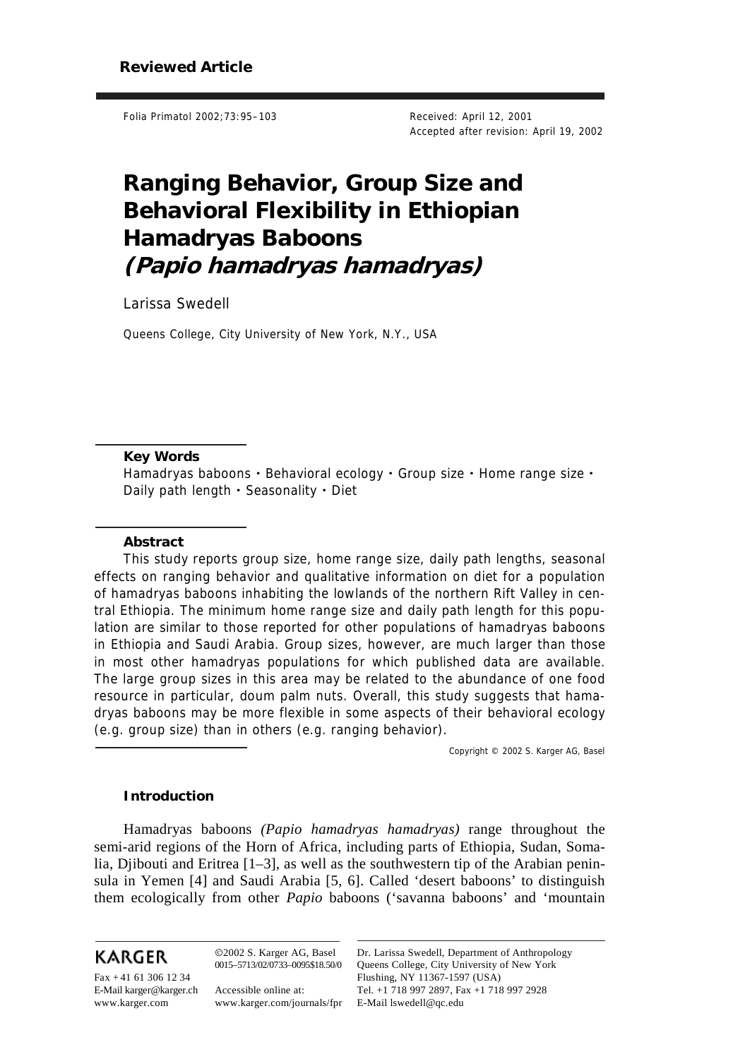**Reviewed Article**

Received: April 12, 2001
Accepted after revision: April 19, 2002

# Ranging Behavior, Group Size and Behavioral Flexibility in Ethiopian Hamadryas Baboons *(Papio hamadryas hamadryas)*

Larissa Swedell

Queens College, City University of New York, N.Y., USA

**Key Words**

Hamadryas baboons · Behavioral ecology · Group size · Home range size · Daily path length · Seasonality · Diet

**Abstract**

This study reports group size, home range size, daily path lengths, seasonal effects on ranging behavior and qualitative information on diet for a population of hamadryas baboons inhabiting the lowlands of the northern Rift Valley in central Ethiopia. The minimum home range size and daily path length for this population are similar to those reported for other populations of hamadryas baboons in Ethiopia and Saudi Arabia. Group sizes, however, are much larger than those in most other hamadryas populations for which published data are available. The large group sizes in this area may be related to the abundance of one food resource in particular, doum palm nuts. Overall, this study suggests that hamadryas baboons may be more flexible in some aspects of their behavioral ecology (e.g. group size) than in others (e.g. ranging behavior).

Copyright © 2002 S. Karger AG, Basel

## Introduction

Hamadryas baboons *(Papio hamadryas hamadryas)* range throughout the semi-arid regions of the Horn of Africa, including parts of Ethiopia, Sudan, Somalia, Djibouti and Eritrea [1–3], as well as the southwestern tip of the Arabian peninsula in Yemen [4] and Saudi Arabia [5, 6]. Called 'desert baboons' to distinguish them ecologically from other *Papio* baboons ('savanna baboons' and 'mountain

KARGER

Fax +41 61 306 12 34
E-Mail karger@karger.ch
www.karger.com

©2002 S. Karger AG, Basel
0015–5713/02/0733–0095$18.50/0

Accessible online at:
www.karger.com/journals/fpr

Dr. Larissa Swedell, Department of Anthropology
Queens College, City University of New York
Flushing, NY 11367-1597 (USA)
Tel. +1 718 997 2897, Fax +1 718 997 2928
E-Mail lswedell@qc.edu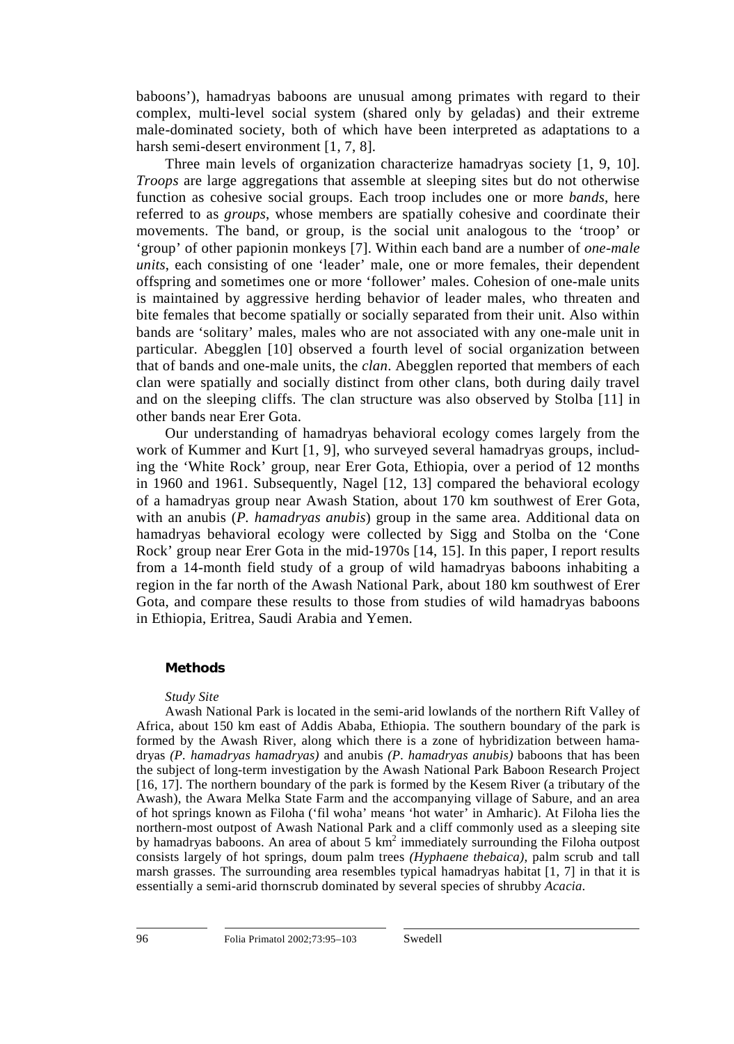baboons'), hamadryas baboons are unusual among primates with regard to their complex, multi-level social system (shared only by geladas) and their extreme male-dominated society, both of which have been interpreted as adaptations to a harsh semi-desert environment [1, 7, 8].

Three main levels of organization characterize hamadryas society [1, 9, 10]. *Troops* are large aggregations that assemble at sleeping sites but do not otherwise function as cohesive social groups. Each troop includes one or more *bands*, here referred to as *groups*, whose members are spatially cohesive and coordinate their movements. The band, or group, is the social unit analogous to the 'troop' or 'group' of other papionin monkeys [7]. Within each band are a number of *one-male units*, each consisting of one 'leader' male, one or more females, their dependent offspring and sometimes one or more 'follower' males. Cohesion of one-male units is maintained by aggressive herding behavior of leader males, who threaten and bite females that become spatially or socially separated from their unit. Also within bands are 'solitary' males, males who are not associated with any one-male unit in particular. Abegglen [10] observed a fourth level of social organization between that of bands and one-male units, the *clan*. Abegglen reported that members of each clan were spatially and socially distinct from other clans, both during daily travel and on the sleeping cliffs. The clan structure was also observed by Stolba [11] in other bands near Erer Gota.

Our understanding of hamadryas behavioral ecology comes largely from the work of Kummer and Kurt [1, 9], who surveyed several hamadryas groups, including the 'White Rock' group, near Erer Gota, Ethiopia, over a period of 12 months in 1960 and 1961. Subsequently, Nagel [12, 13] compared the behavioral ecology of a hamadryas group near Awash Station, about 170 km southwest of Erer Gota, with an anubis (*P. hamadryas anubis*) group in the same area. Additional data on hamadryas behavioral ecology were collected by Sigg and Stolba on the 'Cone Rock' group near Erer Gota in the mid-1970s [14, 15]. In this paper, I report results from a 14-month field study of a group of wild hamadryas baboons inhabiting a region in the far north of the Awash National Park, about 180 km southwest of Erer Gota, and compare these results to those from studies of wild hamadryas baboons in Ethiopia, Eritrea, Saudi Arabia and Yemen.

## Methods

### *Study Site*

Awash National Park is located in the semi-arid lowlands of the northern Rift Valley of Africa, about 150 km east of Addis Ababa, Ethiopia. The southern boundary of the park is formed by the Awash River, along which there is a zone of hybridization between hamadryas *(P. hamadryas hamadryas)* and anubis *(P. hamadryas anubis)* baboons that has been the subject of long-term investigation by the Awash National Park Baboon Research Project [16, 17]. The northern boundary of the park is formed by the Kesem River (a tributary of the Awash), the Awara Melka State Farm and the accompanying village of Sabure, and an area of hot springs known as Filoha ('fil woha' means 'hot water' in Amharic). At Filoha lies the northern-most outpost of Awash National Park and a cliff commonly used as a sleeping site by hamadryas baboons. An area of about 5 $km^2$ immediately surrounding the Filoha outpost consists largely of hot springs, doum palm trees *(Hyphaene thebaica)*, palm scrub and tall marsh grasses. The surrounding area resembles typical hamadryas habitat [1, 7] in that it is essentially a semi-arid thornscrub dominated by several species of shrubby *Acacia*.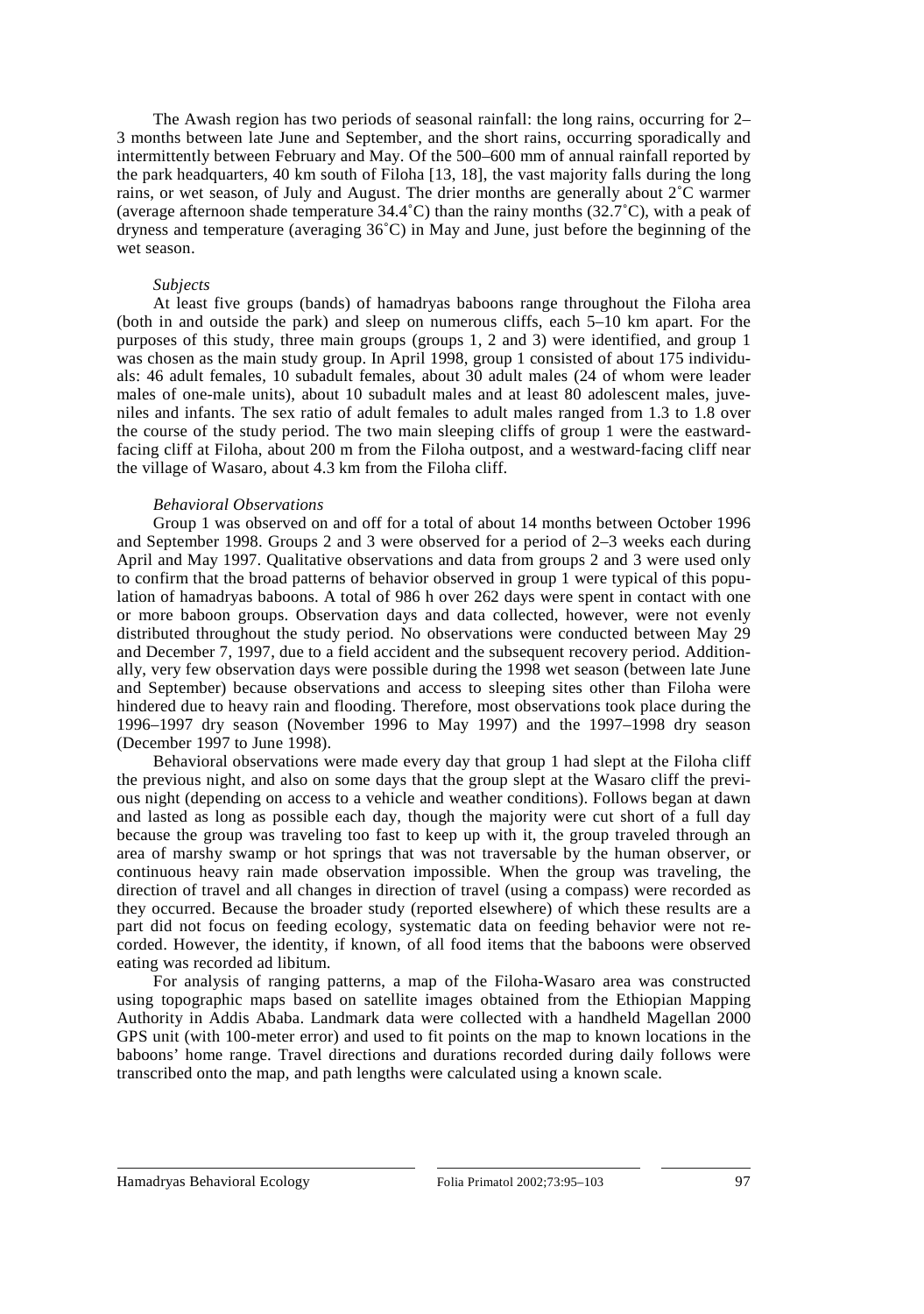The Awash region has two periods of seasonal rainfall: the long rains, occurring for 2–3 months between late June and September, and the short rains, occurring sporadically and intermittently between February and May. Of the 500–600 mm of annual rainfall reported by the park headquarters, 40 km south of Filoha [13, 18], the vast majority falls during the long rains, or wet season, of July and August. The drier months are generally about 2˚C warmer (average afternoon shade temperature 34.4˚C) than the rainy months (32.7˚C), with a peak of dryness and temperature (averaging 36˚C) in May and June, just before the beginning of the wet season.

*Subjects*

At least five groups (bands) of hamadryas baboons range throughout the Filoha area (both in and outside the park) and sleep on numerous cliffs, each 5–10 km apart. For the purposes of this study, three main groups (groups 1, 2 and 3) were identified, and group 1 was chosen as the main study group. In April 1998, group 1 consisted of about 175 individuals: 46 adult females, 10 subadult females, about 30 adult males (24 of whom were leader males of one-male units), about 10 subadult males and at least 80 adolescent males, juveniles and infants. The sex ratio of adult females to adult males ranged from 1.3 to 1.8 over the course of the study period. The two main sleeping cliffs of group 1 were the eastward-facing cliff at Filoha, about 200 m from the Filoha outpost, and a westward-facing cliff near the village of Wasaro, about 4.3 km from the Filoha cliff.

*Behavioral Observations*

Group 1 was observed on and off for a total of about 14 months between October 1996 and September 1998. Groups 2 and 3 were observed for a period of 2–3 weeks each during April and May 1997. Qualitative observations and data from groups 2 and 3 were used only to confirm that the broad patterns of behavior observed in group 1 were typical of this population of hamadryas baboons. A total of 986 h over 262 days were spent in contact with one or more baboon groups. Observation days and data collected, however, were not evenly distributed throughout the study period. No observations were conducted between May 29 and December 7, 1997, due to a field accident and the subsequent recovery period. Additionally, very few observation days were possible during the 1998 wet season (between late June and September) because observations and access to sleeping sites other than Filoha were hindered due to heavy rain and flooding. Therefore, most observations took place during the 1996–1997 dry season (November 1996 to May 1997) and the 1997–1998 dry season (December 1997 to June 1998).

Behavioral observations were made every day that group 1 had slept at the Filoha cliff the previous night, and also on some days that the group slept at the Wasaro cliff the previous night (depending on access to a vehicle and weather conditions). Follows began at dawn and lasted as long as possible each day, though the majority were cut short of a full day because the group was traveling too fast to keep up with it, the group traveled through an area of marshy swamp or hot springs that was not traversable by the human observer, or continuous heavy rain made observation impossible. When the group was traveling, the direction of travel and all changes in direction of travel (using a compass) were recorded as they occurred. Because the broader study (reported elsewhere) of which these results are a part did not focus on feeding ecology, systematic data on feeding behavior were not recorded. However, the identity, if known, of all food items that the baboons were observed eating was recorded ad libitum.

For analysis of ranging patterns, a map of the Filoha-Wasaro area was constructed using topographic maps based on satellite images obtained from the Ethiopian Mapping Authority in Addis Ababa. Landmark data were collected with a handheld Magellan 2000 GPS unit (with 100-meter error) and used to fit points on the map to known locations in the baboons' home range. Travel directions and durations recorded during daily follows were transcribed onto the map, and path lengths were calculated using a known scale.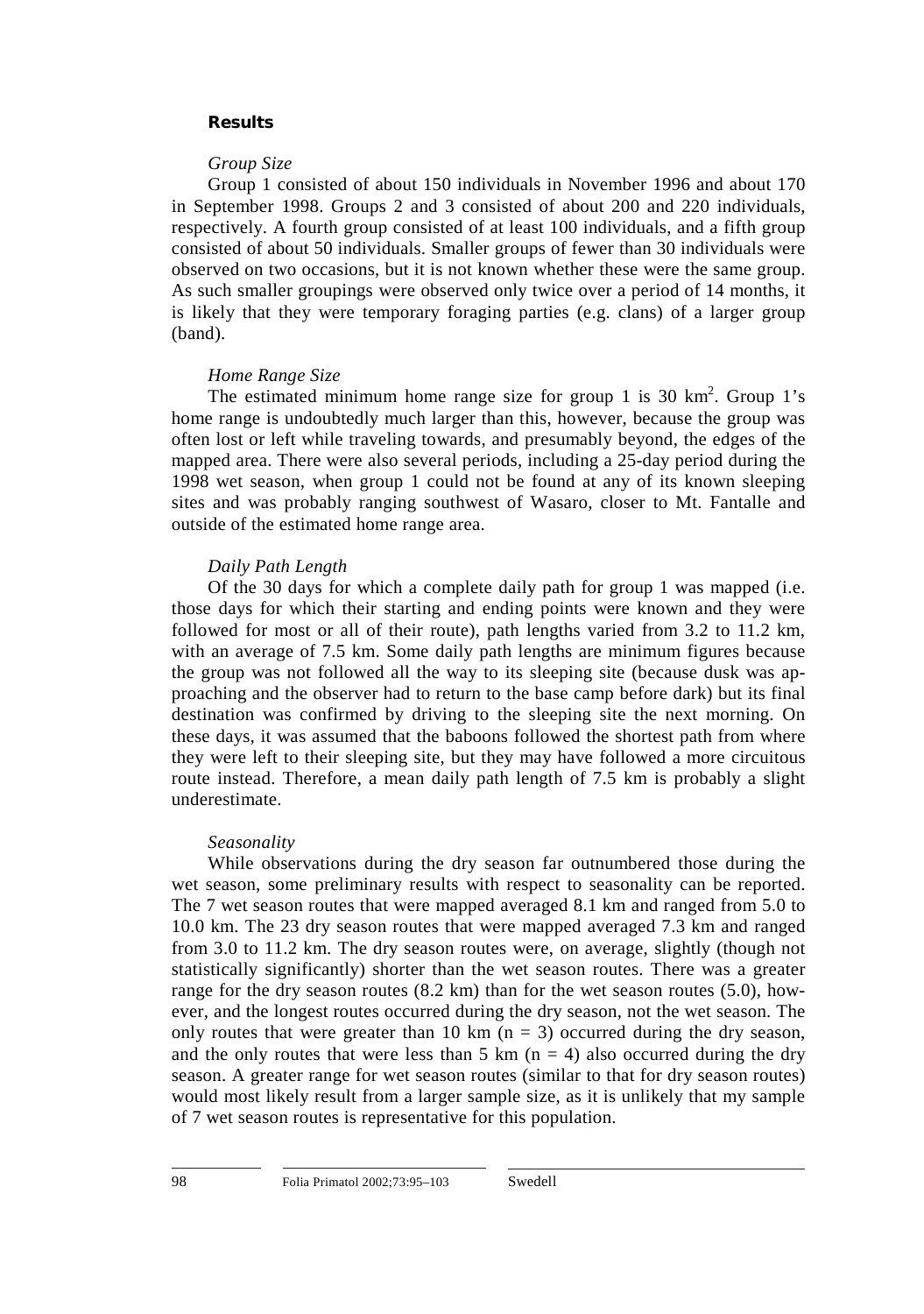## Results

### *Group Size*

Group 1 consisted of about 150 individuals in November 1996 and about 170 in September 1998. Groups 2 and 3 consisted of about 200 and 220 individuals, respectively. A fourth group consisted of at least 100 individuals, and a fifth group consisted of about 50 individuals. Smaller groups of fewer than 30 individuals were observed on two occasions, but it is not known whether these were the same group. As such smaller groupings were observed only twice over a period of 14 months, it is likely that they were temporary foraging parties (e.g. clans) of a larger group (band).

### *Home Range Size*

The estimated minimum home range size for group 1 is 30 $km^2$. Group 1's home range is undoubtedly much larger than this, however, because the group was often lost or left while traveling towards, and presumably beyond, the edges of the mapped area. There were also several periods, including a 25-day period during the 1998 wet season, when group 1 could not be found at any of its known sleeping sites and was probably ranging southwest of Wasaro, closer to Mt. Fantalle and outside of the estimated home range area.

### *Daily Path Length*

Of the 30 days for which a complete daily path for group 1 was mapped (i.e. those days for which their starting and ending points were known and they were followed for most or all of their route), path lengths varied from 3.2 to 11.2 km, with an average of 7.5 km. Some daily path lengths are minimum figures because the group was not followed all the way to its sleeping site (because dusk was approaching and the observer had to return to the base camp before dark) but its final destination was confirmed by driving to the sleeping site the next morning. On these days, it was assumed that the baboons followed the shortest path from where they were left to their sleeping site, but they may have followed a more circuitous route instead. Therefore, a mean daily path length of 7.5 km is probably a slight underestimate.

### *Seasonality*

While observations during the dry season far outnumbered those during the wet season, some preliminary results with respect to seasonality can be reported. The 7 wet season routes that were mapped averaged 8.1 km and ranged from 5.0 to 10.0 km. The 23 dry season routes that were mapped averaged 7.3 km and ranged from 3.0 to 11.2 km. The dry season routes were, on average, slightly (though not statistically significantly) shorter than the wet season routes. There was a greater range for the dry season routes (8.2 km) than for the wet season routes (5.0), however, and the longest routes occurred during the dry season, not the wet season. The only routes that were greater than 10 km ($n = 3$) occurred during the dry season, and the only routes that were less than 5 km ($n = 4$) also occurred during the dry season. A greater range for wet season routes (similar to that for dry season routes) would most likely result from a larger sample size, as it is unlikely that my sample of 7 wet season routes is representative for this population.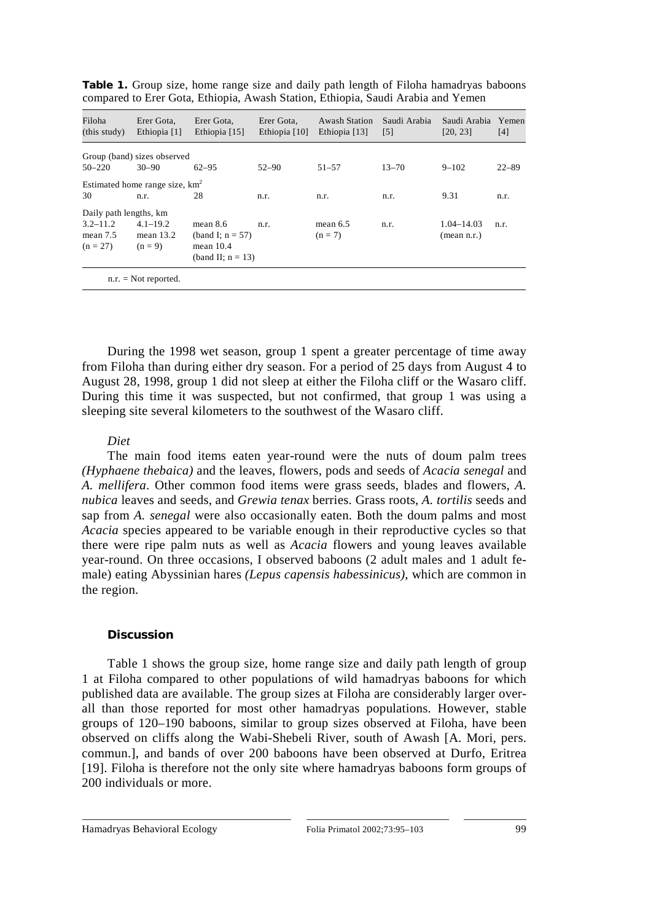**Table 1.** Group size, home range size and daily path length of Filoha hamadryas baboons compared to Erer Gota, Ethiopia, Awash Station, Ethiopia, Saudi Arabia and Yemen

| Filoha (this study) | Erer Gota, Ethiopia [1] | Erer Gota, Ethiopia [15] | Erer Gota, Ethiopia [10] | Awash Station Ethiopia [13] | Saudi Arabia [5] | Saudi Arabia [20, 23] | Yemen [4] |
|---|---|---|---|---|---|---|---|
| Group (band) sizes observed | | | | | | | |
| 50–220 | 30–90 | 62–95 | 52–90 | 51–57 | 13–70 | 9–102 | 22–89 |
| Estimated home range size, km$^2$ | | | | | | | |
| 30 | n.r. | 28 | n.r. | n.r. | n.r. | 9.31 | n.r. |
| Daily path lengths, km | | | | | | | |
| 3.2–11.2 mean 7.5 (n = 27) | 4.1–19.2 mean 13.2 (n = 9) | mean 8.6 (band I; n = 57) mean 10.4 (band II; n = 13) | n.r. | mean 6.5 (n = 7) | n.r. | 1.04–14.03 (mean n.r.) | n.r. |

n.r. = Not reported.

During the 1998 wet season, group 1 spent a greater percentage of time away from Filoha than during either dry season. For a period of 25 days from August 4 to August 28, 1998, group 1 did not sleep at either the Filoha cliff or the Wasaro cliff. During this time it was suspected, but not confirmed, that group 1 was using a sleeping site several kilometers to the southwest of the Wasaro cliff.

*Diet*

The main food items eaten year-round were the nuts of doum palm trees *(Hyphaene thebaica)* and the leaves, flowers, pods and seeds of *Acacia senegal* and *A. mellifera*. Other common food items were grass seeds, blades and flowers, *A. nubica* leaves and seeds, and *Grewia tenax* berries. Grass roots, *A. tortilis* seeds and sap from *A. senegal* were also occasionally eaten. Both the doum palms and most *Acacia* species appeared to be variable enough in their reproductive cycles so that there were ripe palm nuts as well as *Acacia* flowers and young leaves available year-round. On three occasions, I observed baboons (2 adult males and 1 adult female) eating Abyssinian hares *(Lepus capensis habessinicus)*, which are common in the region.

## Discussion

Table 1 shows the group size, home range size and daily path length of group 1 at Filoha compared to other populations of wild hamadryas baboons for which published data are available. The group sizes at Filoha are considerably larger overall than those reported for most other hamadryas populations. However, stable groups of 120–190 baboons, similar to group sizes observed at Filoha, have been observed on cliffs along the Wabi-Shebeli River, south of Awash [A. Mori, pers. commun.], and bands of over 200 baboons have been observed at Durfo, Eritrea [19]. Filoha is therefore not the only site where hamadryas baboons form groups of 200 individuals or more.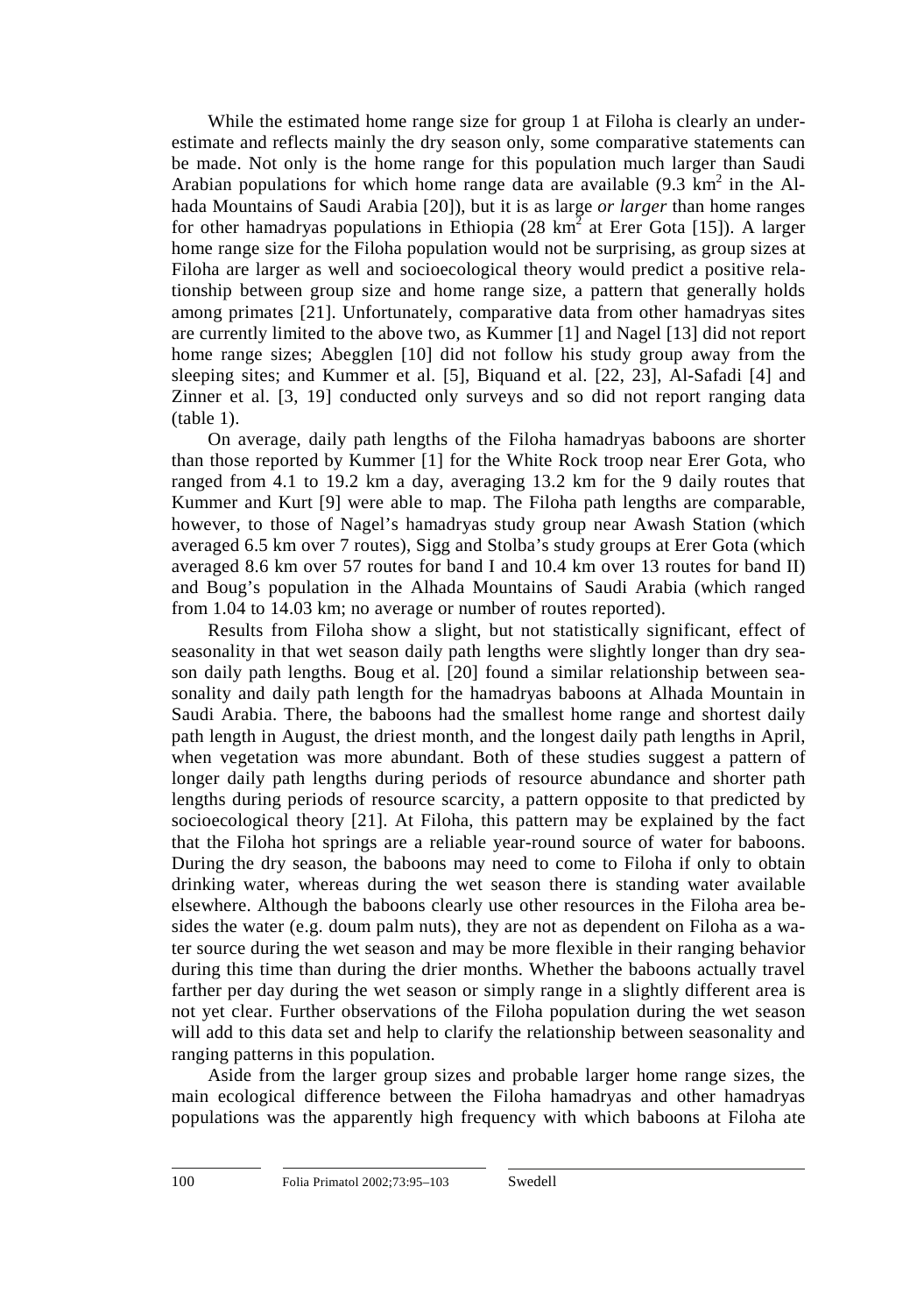While the estimated home range size for group 1 at Filoha is clearly an underestimate and reflects mainly the dry season only, some comparative statements can be made. Not only is the home range for this population much larger than Saudi Arabian populations for which home range data are available (9.3 $km^2$ in the Alhada Mountains of Saudi Arabia [20]), but it is as large *or larger* than home ranges for other hamadryas populations in Ethiopia (28 $km^2$ at Erer Gota [15]). A larger home range size for the Filoha population would not be surprising, as group sizes at Filoha are larger as well and socioecological theory would predict a positive relationship between group size and home range size, a pattern that generally holds among primates [21]. Unfortunately, comparative data from other hamadryas sites are currently limited to the above two, as Kummer [1] and Nagel [13] did not report home range sizes; Abegglen [10] did not follow his study group away from the sleeping sites; and Kummer et al. [5], Biquand et al. [22, 23], Al-Safadi [4] and Zinner et al. [3, 19] conducted only surveys and so did not report ranging data (table 1).

On average, daily path lengths of the Filoha hamadryas baboons are shorter than those reported by Kummer [1] for the White Rock troop near Erer Gota, who ranged from 4.1 to 19.2 km a day, averaging 13.2 km for the 9 daily routes that Kummer and Kurt [9] were able to map. The Filoha path lengths are comparable, however, to those of Nagel's hamadryas study group near Awash Station (which averaged 6.5 km over 7 routes), Sigg and Stolba's study groups at Erer Gota (which averaged 8.6 km over 57 routes for band I and 10.4 km over 13 routes for band II) and Boug's population in the Alhada Mountains of Saudi Arabia (which ranged from 1.04 to 14.03 km; no average or number of routes reported).

Results from Filoha show a slight, but not statistically significant, effect of seasonality in that wet season daily path lengths were slightly longer than dry season daily path lengths. Boug et al. [20] found a similar relationship between seasonality and daily path length for the hamadryas baboons at Alhada Mountain in Saudi Arabia. There, the baboons had the smallest home range and shortest daily path length in August, the driest month, and the longest daily path lengths in April, when vegetation was more abundant. Both of these studies suggest a pattern of longer daily path lengths during periods of resource abundance and shorter path lengths during periods of resource scarcity, a pattern opposite to that predicted by socioecological theory [21]. At Filoha, this pattern may be explained by the fact that the Filoha hot springs are a reliable year-round source of water for baboons. During the dry season, the baboons may need to come to Filoha if only to obtain drinking water, whereas during the wet season there is standing water available elsewhere. Although the baboons clearly use other resources in the Filoha area besides the water (e.g. doum palm nuts), they are not as dependent on Filoha as a water source during the wet season and may be more flexible in their ranging behavior during this time than during the drier months. Whether the baboons actually travel farther per day during the wet season or simply range in a slightly different area is not yet clear. Further observations of the Filoha population during the wet season will add to this data set and help to clarify the relationship between seasonality and ranging patterns in this population.

Aside from the larger group sizes and probable larger home range sizes, the main ecological difference between the Filoha hamadryas and other hamadryas populations was the apparently high frequency with which baboons at Filoha ate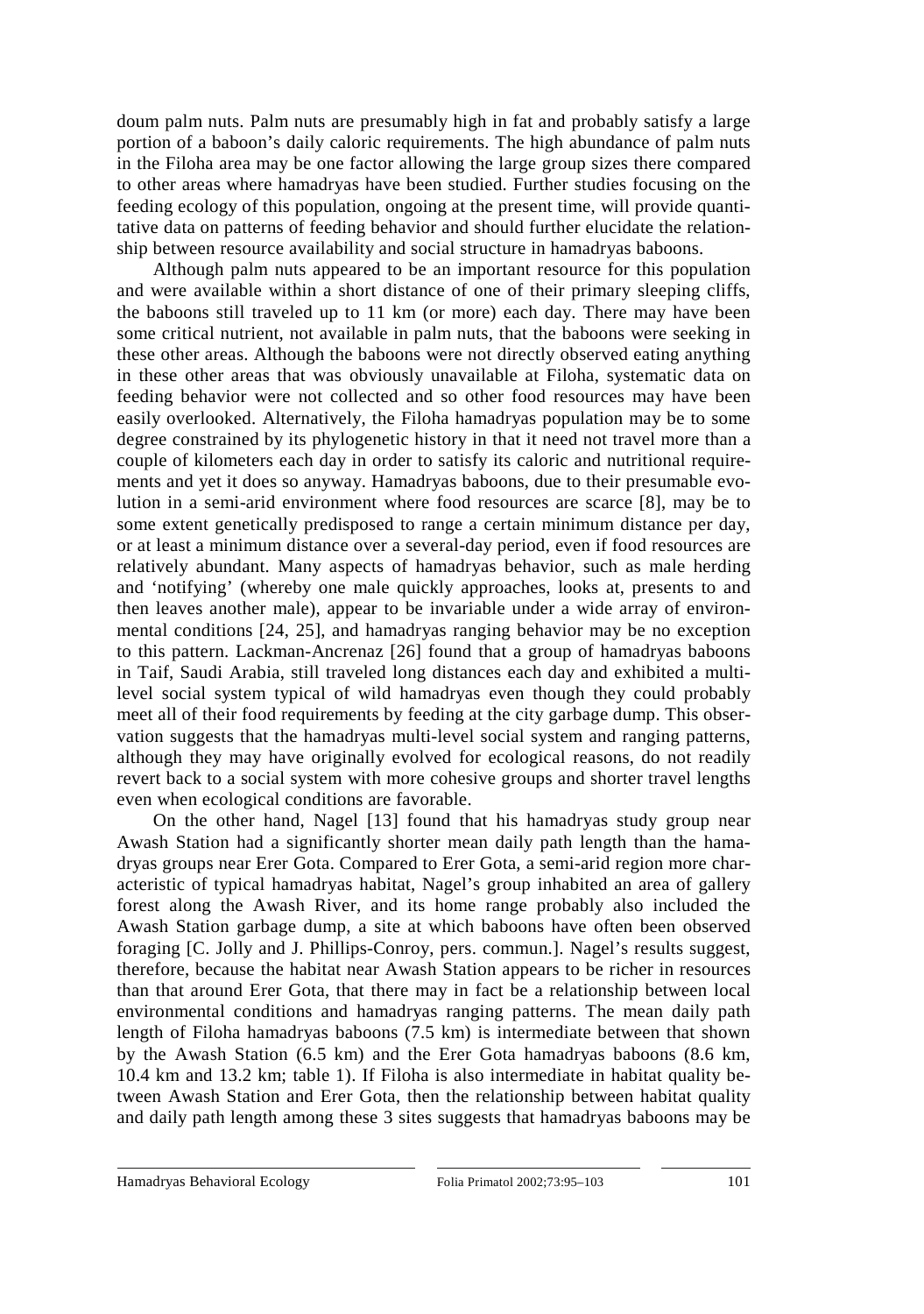doum palm nuts. Palm nuts are presumably high in fat and probably satisfy a large portion of a baboon's daily caloric requirements. The high abundance of palm nuts in the Filoha area may be one factor allowing the large group sizes there compared to other areas where hamadryas have been studied. Further studies focusing on the feeding ecology of this population, ongoing at the present time, will provide quantitative data on patterns of feeding behavior and should further elucidate the relationship between resource availability and social structure in hamadryas baboons.

Although palm nuts appeared to be an important resource for this population and were available within a short distance of one of their primary sleeping cliffs, the baboons still traveled up to 11 km (or more) each day. There may have been some critical nutrient, not available in palm nuts, that the baboons were seeking in these other areas. Although the baboons were not directly observed eating anything in these other areas that was obviously unavailable at Filoha, systematic data on feeding behavior were not collected and so other food resources may have been easily overlooked. Alternatively, the Filoha hamadryas population may be to some degree constrained by its phylogenetic history in that it need not travel more than a couple of kilometers each day in order to satisfy its caloric and nutritional requirements and yet it does so anyway. Hamadryas baboons, due to their presumable evolution in a semi-arid environment where food resources are scarce [8], may be to some extent genetically predisposed to range a certain minimum distance per day, or at least a minimum distance over a several-day period, even if food resources are relatively abundant. Many aspects of hamadryas behavior, such as male herding and 'notifying' (whereby one male quickly approaches, looks at, presents to and then leaves another male), appear to be invariable under a wide array of environmental conditions [24, 25], and hamadryas ranging behavior may be no exception to this pattern. Lackman-Ancrenaz [26] found that a group of hamadryas baboons in Taif, Saudi Arabia, still traveled long distances each day and exhibited a multi-level social system typical of wild hamadryas even though they could probably meet all of their food requirements by feeding at the city garbage dump. This observation suggests that the hamadryas multi-level social system and ranging patterns, although they may have originally evolved for ecological reasons, do not readily revert back to a social system with more cohesive groups and shorter travel lengths even when ecological conditions are favorable.

On the other hand, Nagel [13] found that his hamadryas study group near Awash Station had a significantly shorter mean daily path length than the hamadryas groups near Erer Gota. Compared to Erer Gota, a semi-arid region more characteristic of typical hamadryas habitat, Nagel's group inhabited an area of gallery forest along the Awash River, and its home range probably also included the Awash Station garbage dump, a site at which baboons have often been observed foraging [C. Jolly and J. Phillips-Conroy, pers. commun.]. Nagel's results suggest, therefore, because the habitat near Awash Station appears to be richer in resources than that around Erer Gota, that there may in fact be a relationship between local environmental conditions and hamadryas ranging patterns. The mean daily path length of Filoha hamadryas baboons (7.5 km) is intermediate between that shown by the Awash Station (6.5 km) and the Erer Gota hamadryas baboons (8.6 km, 10.4 km and 13.2 km; table 1). If Filoha is also intermediate in habitat quality between Awash Station and Erer Gota, then the relationship between habitat quality and daily path length among these 3 sites suggests that hamadryas baboons may be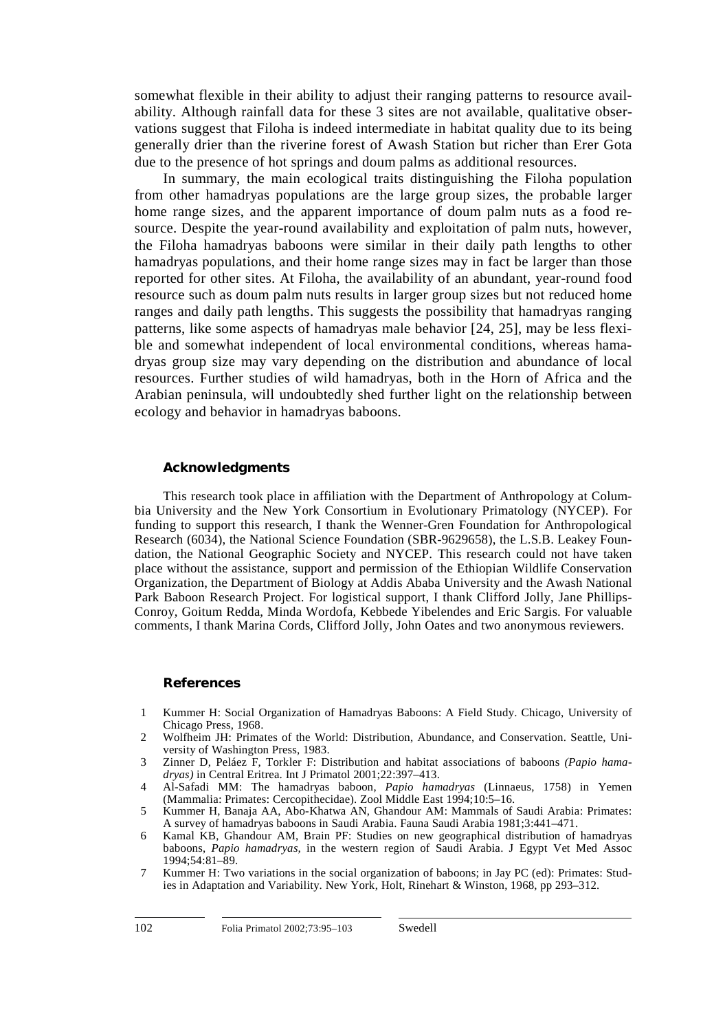somewhat flexible in their ability to adjust their ranging patterns to resource availability. Although rainfall data for these 3 sites are not available, qualitative observations suggest that Filoha is indeed intermediate in habitat quality due to its being generally drier than the riverine forest of Awash Station but richer than Erer Gota due to the presence of hot springs and doum palms as additional resources.

In summary, the main ecological traits distinguishing the Filoha population from other hamadryas populations are the large group sizes, the probable larger home range sizes, and the apparent importance of doum palm nuts as a food resource. Despite the year-round availability and exploitation of palm nuts, however, the Filoha hamadryas baboons were similar in their daily path lengths to other hamadryas populations, and their home range sizes may in fact be larger than those reported for other sites. At Filoha, the availability of an abundant, year-round food resource such as doum palm nuts results in larger group sizes but not reduced home ranges and daily path lengths. This suggests the possibility that hamadryas ranging patterns, like some aspects of hamadryas male behavior [24, 25], may be less flexible and somewhat independent of local environmental conditions, whereas hamadryas group size may vary depending on the distribution and abundance of local resources. Further studies of wild hamadryas, both in the Horn of Africa and the Arabian peninsula, will undoubtedly shed further light on the relationship between ecology and behavior in hamadryas baboons.

## Acknowledgments

This research took place in affiliation with the Department of Anthropology at Columbia University and the New York Consortium in Evolutionary Primatology (NYCEP). For funding to support this research, I thank the Wenner-Gren Foundation for Anthropological Research (6034), the National Science Foundation (SBR-9629658), the L.S.B. Leakey Foundation, the National Geographic Society and NYCEP. This research could not have taken place without the assistance, support and permission of the Ethiopian Wildlife Conservation Organization, the Department of Biology at Addis Ababa University and the Awash National Park Baboon Research Project. For logistical support, I thank Clifford Jolly, Jane Phillips-Conroy, Goitum Redda, Minda Wordofa, Kebbede Yibelendes and Eric Sargis. For valuable comments, I thank Marina Cords, Clifford Jolly, John Oates and two anonymous reviewers.

## References

1. Kummer H: Social Organization of Hamadryas Baboons: A Field Study. Chicago, University of Chicago Press, 1968.
2. Wolfheim JH: Primates of the World: Distribution, Abundance, and Conservation. Seattle, University of Washington Press, 1983.
3. Zinner D, Peláez F, Torkler F: Distribution and habitat associations of baboons *(Papio hamadryas)* in Central Eritrea. Int J Primatol 2001;22:397–413.
4. Al-Safadi MM: The hamadryas baboon, *Papio hamadryas* (Linnaeus, 1758) in Yemen (Mammalia: Primates: Cercopithecidae). Zool Middle East 1994;10:5–16.
5. Kummer H, Banaja AA, Abo-Khatwa AN, Ghandour AM: Mammals of Saudi Arabia: Primates: A survey of hamadryas baboons in Saudi Arabia. Fauna Saudi Arabia 1981;3:441–471.
6. Kamal KB, Ghandour AM, Brain PF: Studies on new geographical distribution of hamadryas baboons, *Papio hamadryas,* in the western region of Saudi Arabia. J Egypt Vet Med Assoc 1994;54:81–89.
7. Kummer H: Two variations in the social organization of baboons; in Jay PC (ed): Primates: Studies in Adaptation and Variability. New York, Holt, Rinehart & Winston, 1968, pp 293–312.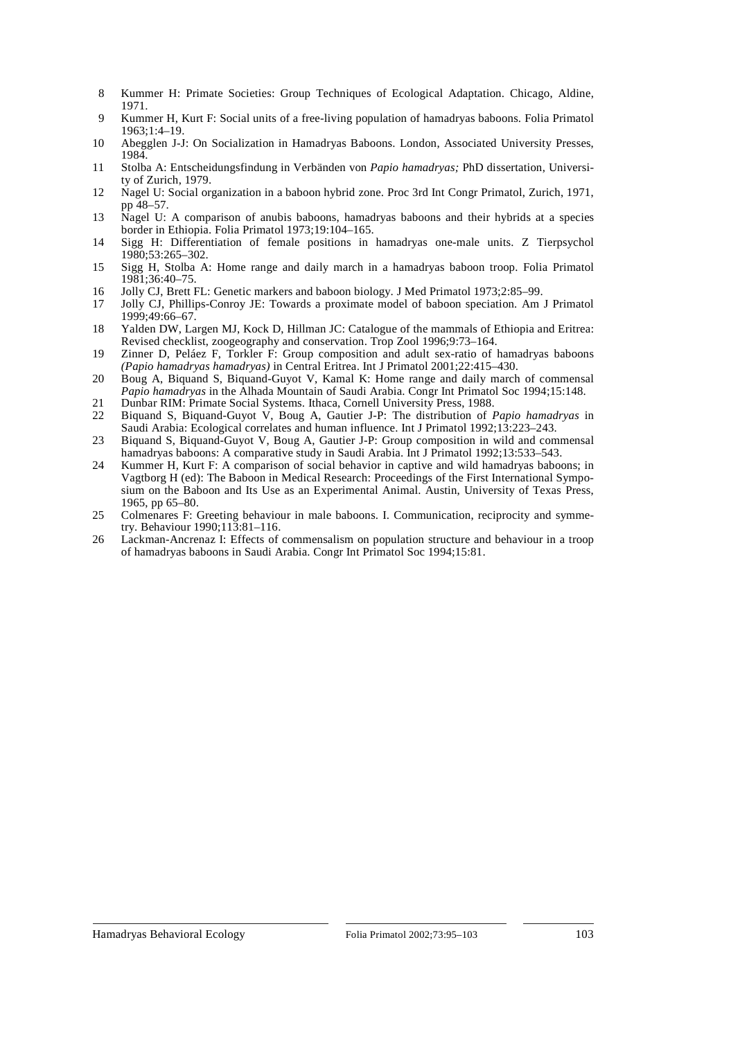8 Kummer H: Primate Societies: Group Techniques of Ecological Adaptation. Chicago, Aldine, 1971.
9 Kummer H, Kurt F: Social units of a free-living population of hamadryas baboons. Folia Primatol 1963;1:4–19.
10 Abegglen J-J: On Socialization in Hamadryas Baboons. London, Associated University Presses, 1984.
11 Stolba A: Entscheidungsfindung in Verbänden von *Papio hamadryas;* PhD dissertation, University of Zurich, 1979.
12 Nagel U: Social organization in a baboon hybrid zone. Proc 3rd Int Congr Primatol, Zurich, 1971, pp 48–57.
13 Nagel U: A comparison of anubis baboons, hamadryas baboons and their hybrids at a species border in Ethiopia. Folia Primatol 1973;19:104–165.
14 Sigg H: Differentiation of female positions in hamadryas one-male units. Z Tierpsychol 1980;53:265–302.
15 Sigg H, Stolba A: Home range and daily march in a hamadryas baboon troop. Folia Primatol 1981;36:40–75.
16 Jolly CJ, Brett FL: Genetic markers and baboon biology. J Med Primatol 1973;2:85–99.
17 Jolly CJ, Phillips-Conroy JE: Towards a proximate model of baboon speciation. Am J Primatol 1999;49:66–67.
18 Yalden DW, Largen MJ, Kock D, Hillman JC: Catalogue of the mammals of Ethiopia and Eritrea: Revised checklist, zoogeography and conservation. Trop Zool 1996;9:73–164.
19 Zinner D, Peláez F, Torkler F: Group composition and adult sex-ratio of hamadryas baboons *(Papio hamadryas hamadryas)* in Central Eritrea. Int J Primatol 2001;22:415–430.
20 Boug A, Biquand S, Biquand-Guyot V, Kamal K: Home range and daily march of commensal *Papio hamadryas* in the Alhada Mountain of Saudi Arabia. Congr Int Primatol Soc 1994;15:148.
21 Dunbar RIM: Primate Social Systems. Ithaca, Cornell University Press, 1988.
22 Biquand S, Biquand-Guyot V, Boug A, Gautier J-P: The distribution of *Papio hamadryas* in Saudi Arabia: Ecological correlates and human influence. Int J Primatol 1992;13:223–243.
23 Biquand S, Biquand-Guyot V, Boug A, Gautier J-P: Group composition in wild and commensal hamadryas baboons: A comparative study in Saudi Arabia. Int J Primatol 1992;13:533–543.
24 Kummer H, Kurt F: A comparison of social behavior in captive and wild hamadryas baboons; in Vagtborg H (ed): The Baboon in Medical Research: Proceedings of the First International Symposium on the Baboon and Its Use as an Experimental Animal. Austin, University of Texas Press, 1965, pp 65–80.
25 Colmenares F: Greeting behaviour in male baboons. I. Communication, reciprocity and symmetry. Behaviour 1990;113:81–116.
26 Lackman-Ancrenaz I: Effects of commensalism on population structure and behaviour in a troop of hamadryas baboons in Saudi Arabia. Congr Int Primatol Soc 1994;15:81.